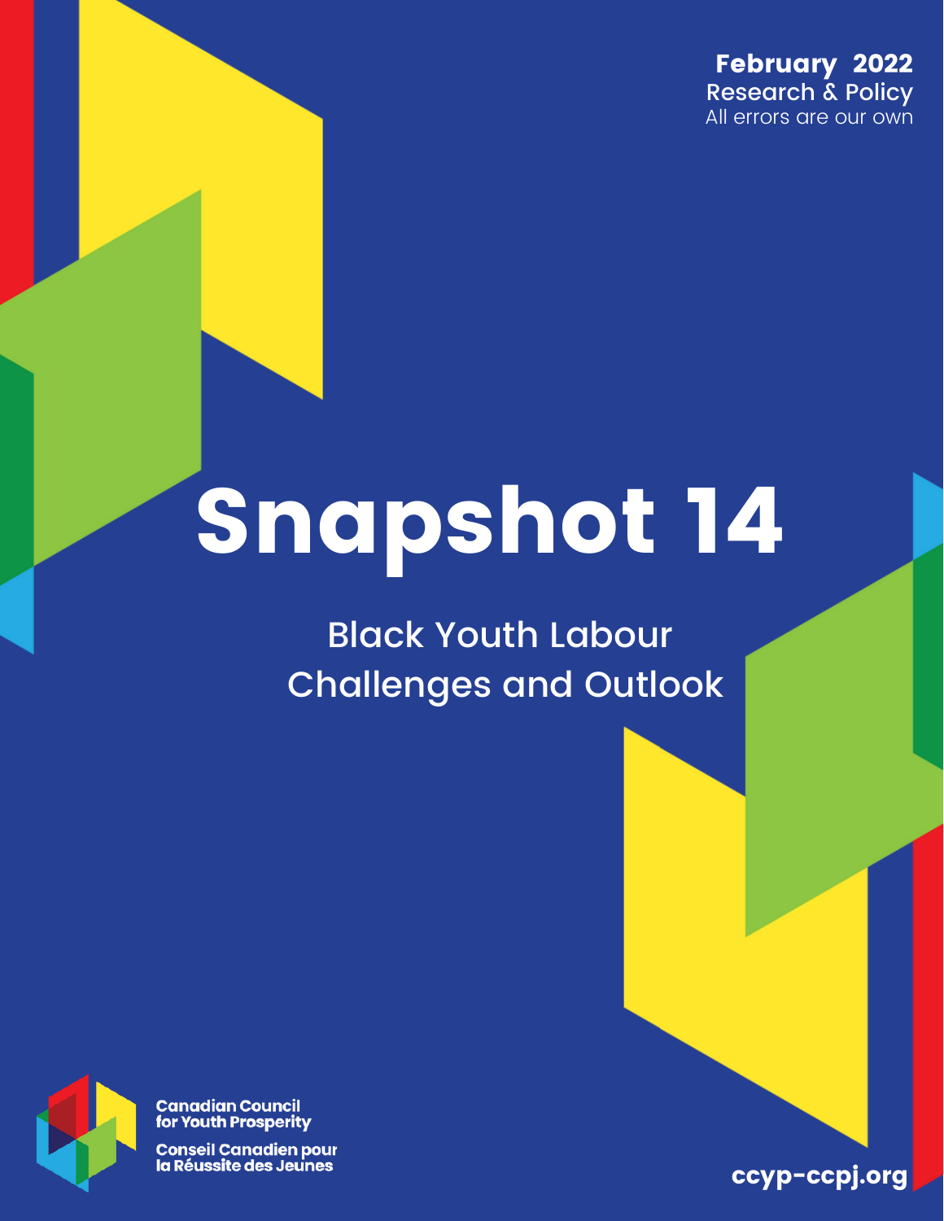**February 2022**
Research & Policy
All errors are our own

# Snapshot 14

## Black Youth Labour Challenges and Outlook

**Canadian Council for Youth Prosperity**

**Conseil Canadien pour la Réussite des Jeunes**

**ccyp-ccpj.org**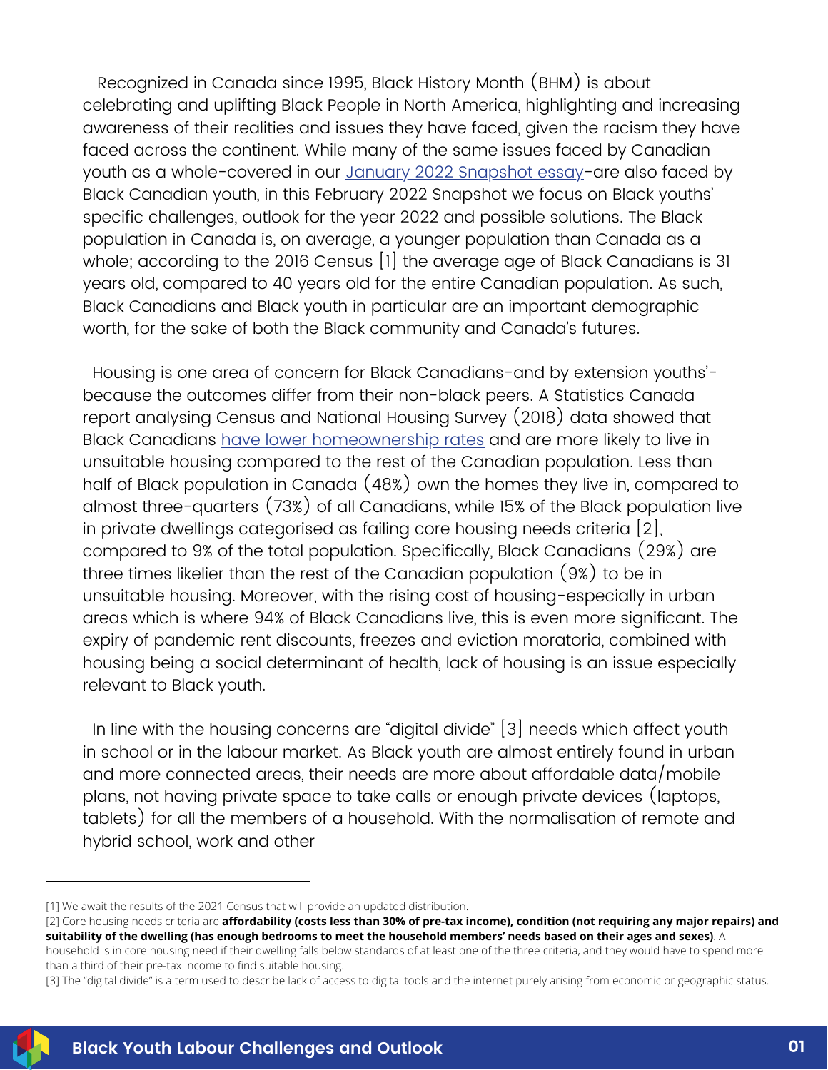Recognized in Canada since 1995, Black History Month (BHM) is about celebrating and uplifting Black People in North America, highlighting and increasing awareness of their realities and issues they have faced, given the racism they have faced across the continent. While many of the same issues faced by Canadian youth as a whole-covered in our [January 2022 Snapshot essay]-are also faced by Black Canadian youth, in this February 2022 Snapshot we focus on Black youths' specific challenges, outlook for the year 2022 and possible solutions. The Black population in Canada is, on average, a younger population than Canada as a whole; according to the 2016 Census [1] the average age of Black Canadians is 31 years old, compared to 40 years old for the entire Canadian population. As such, Black Canadians and Black youth in particular are an important demographic worth, for the sake of both the Black community and Canada's futures.

Housing is one area of concern for Black Canadians-and by extension youths'-because the outcomes differ from their non-black peers. A Statistics Canada report analysing Census and National Housing Survey (2018) data showed that Black Canadians have lower homeownership rates and are more likely to live in unsuitable housing compared to the rest of the Canadian population. Less than half of Black population in Canada (48%) own the homes they live in, compared to almost three-quarters (73%) of all Canadians, while 15% of the Black population live in private dwellings categorised as failing core housing needs criteria [2], compared to 9% of the total population. Specifically, Black Canadians (29%) are three times likelier than the rest of the Canadian population (9%) to be in unsuitable housing. Moreover, with the rising cost of housing-especially in urban areas which is where 94% of Black Canadians live, this is even more significant. The expiry of pandemic rent discounts, freezes and eviction moratoria, combined with housing being a social determinant of health, lack of housing is an issue especially relevant to Black youth.

In line with the housing concerns are "digital divide" [3] needs which affect youth in school or in the labour market. As Black youth are almost entirely found in urban and more connected areas, their needs are more about affordable data/mobile plans, not having private space to take calls or enough private devices (laptops, tablets) for all the members of a household. With the normalisation of remote and hybrid school, work and other

---

[1] We await the results of the 2021 Census that will provide an updated distribution.

[2] Core housing needs criteria are **affordability (costs less than 30% of pre-tax income), condition (not requiring any major repairs) and suitability of the dwelling (has enough bedrooms to meet the household members' needs based on their ages and sexes)**. A household is in core housing need if their dwelling falls below standards of at least one of the three criteria, and they would have to spend more than a third of their pre-tax income to find suitable housing.

[3] The "digital divide" is a term used to describe lack of access to digital tools and the internet purely arising from economic or geographic status.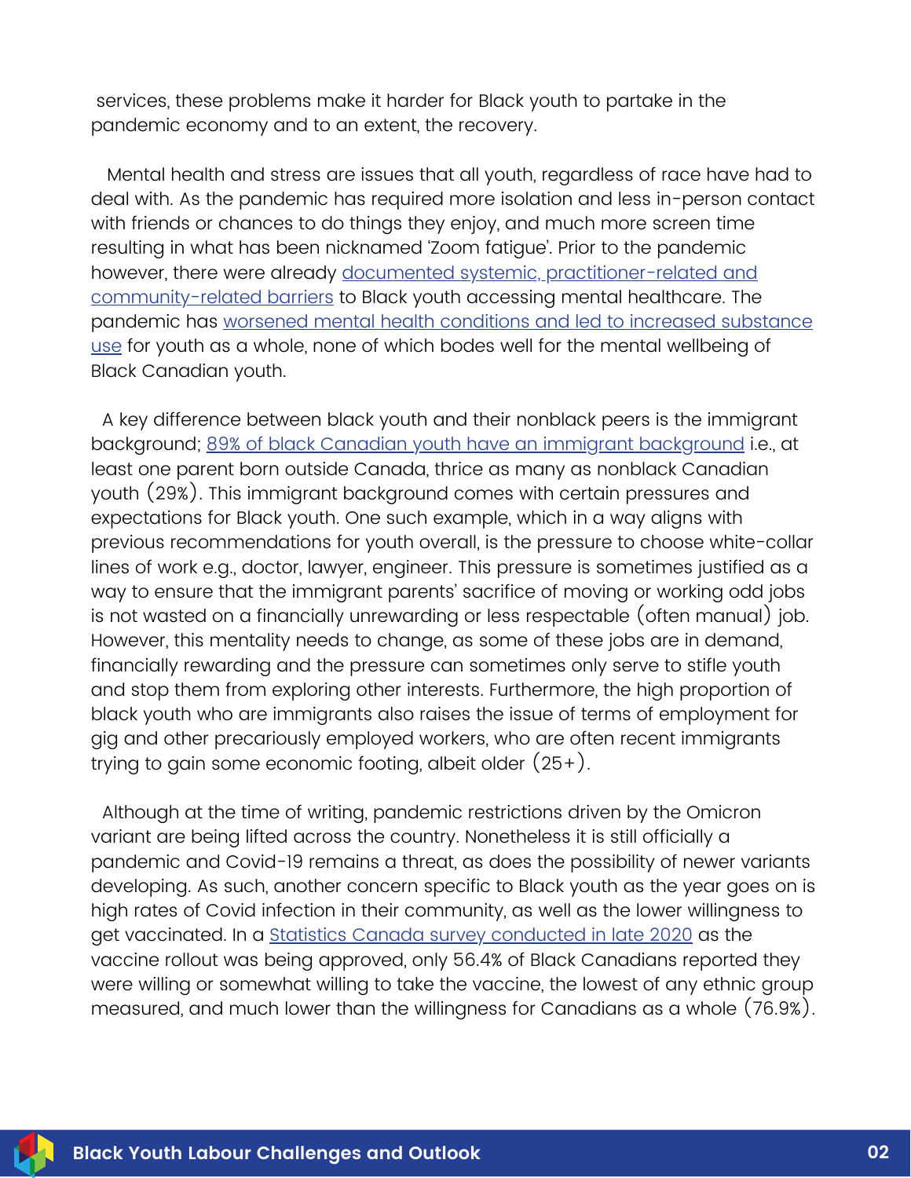services, these problems make it harder for Black youth to partake in the pandemic economy and to an extent, the recovery.

Mental health and stress are issues that all youth, regardless of race have had to deal with. As the pandemic has required more isolation and less in-person contact with friends or chances to do things they enjoy, and much more screen time resulting in what has been nicknamed 'Zoom fatigue'. Prior to the pandemic however, there were already documented systemic, practitioner-related and community-related barriers to Black youth accessing mental healthcare. The pandemic has worsened mental health conditions and led to increased substance use for youth as a whole, none of which bodes well for the mental wellbeing of Black Canadian youth.

A key difference between black youth and their nonblack peers is the immigrant background; 89% of black Canadian youth have an immigrant background i.e., at least one parent born outside Canada, thrice as many as nonblack Canadian youth (29%). This immigrant background comes with certain pressures and expectations for Black youth. One such example, which in a way aligns with previous recommendations for youth overall, is the pressure to choose white-collar lines of work e.g., doctor, lawyer, engineer. This pressure is sometimes justified as a way to ensure that the immigrant parents' sacrifice of moving or working odd jobs is not wasted on a financially unrewarding or less respectable (often manual) job. However, this mentality needs to change, as some of these jobs are in demand, financially rewarding and the pressure can sometimes only serve to stifle youth and stop them from exploring other interests. Furthermore, the high proportion of black youth who are immigrants also raises the issue of terms of employment for gig and other precariously employed workers, who are often recent immigrants trying to gain some economic footing, albeit older (25+).

Although at the time of writing, pandemic restrictions driven by the Omicron variant are being lifted across the country. Nonetheless it is still officially a pandemic and Covid-19 remains a threat, as does the possibility of newer variants developing. As such, another concern specific to Black youth as the year goes on is high rates of Covid infection in their community, as well as the lower willingness to get vaccinated. In a Statistics Canada survey conducted in late 2020 as the vaccine rollout was being approved, only 56.4% of Black Canadians reported they were willing or somewhat willing to take the vaccine, the lowest of any ethnic group measured, and much lower than the willingness for Canadians as a whole (76.9%).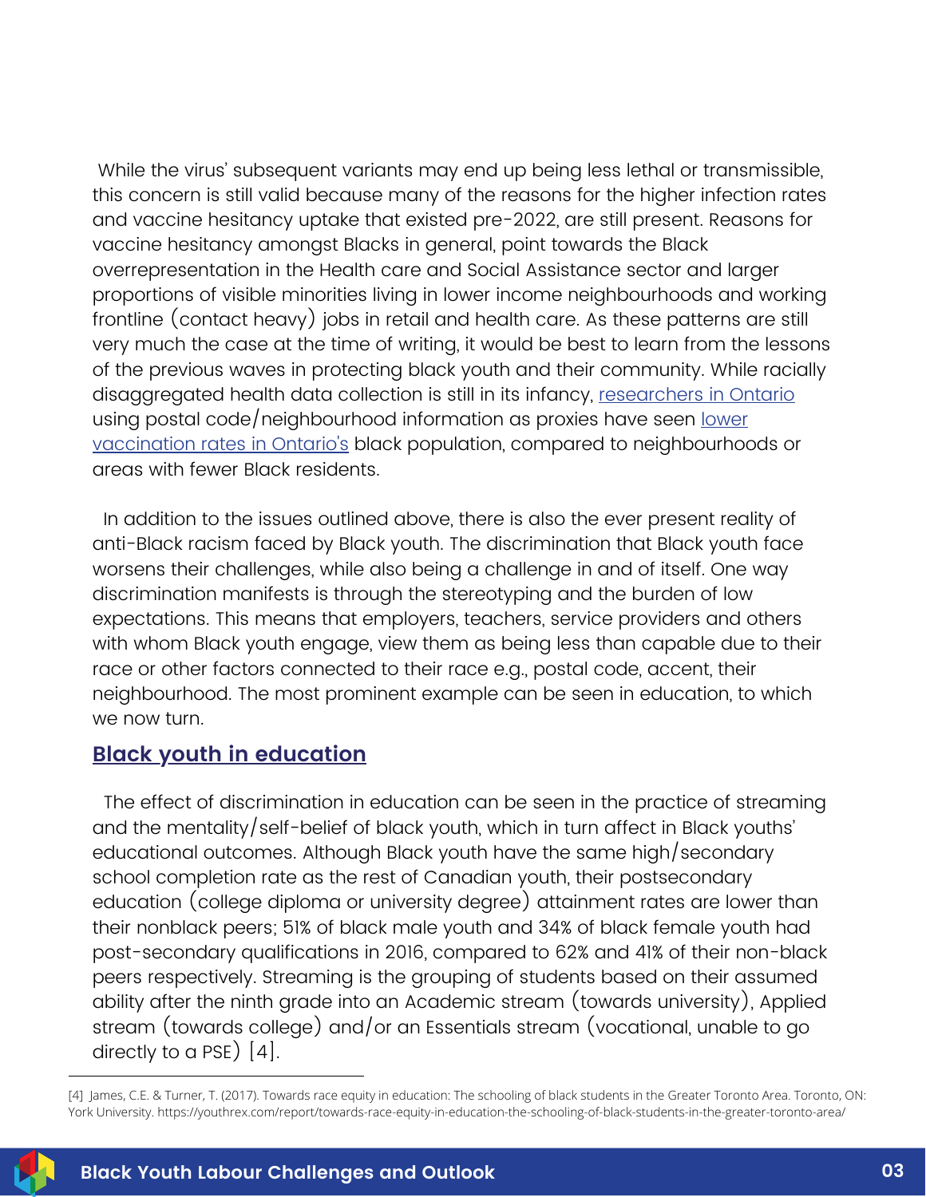While the virus' subsequent variants may end up being less lethal or transmissible, this concern is still valid because many of the reasons for the higher infection rates and vaccine hesitancy uptake that existed pre-2022, are still present. Reasons for vaccine hesitancy amongst Blacks in general, point towards the Black overrepresentation in the Health care and Social Assistance sector and larger proportions of visible minorities living in lower income neighbourhoods and working frontline (contact heavy) jobs in retail and health care. As these patterns are still very much the case at the time of writing, it would be best to learn from the lessons of the previous waves in protecting black youth and their community. While racially disaggregated health data collection is still in its infancy, researchers in Ontario using postal code/neighbourhood information as proxies have seen lower vaccination rates in Ontario's black population, compared to neighbourhoods or areas with fewer Black residents.

In addition to the issues outlined above, there is also the ever present reality of anti-Black racism faced by Black youth. The discrimination that Black youth face worsens their challenges, while also being a challenge in and of itself. One way discrimination manifests is through the stereotyping and the burden of low expectations. This means that employers, teachers, service providers and others with whom Black youth engage, view them as being less than capable due to their race or other factors connected to their race e.g., postal code, accent, their neighbourhood. The most prominent example can be seen in education, to which we now turn.

## Black youth in education

The effect of discrimination in education can be seen in the practice of streaming and the mentality/self-belief of black youth, which in turn affect in Black youths' educational outcomes. Although Black youth have the same high/secondary school completion rate as the rest of Canadian youth, their postsecondary education (college diploma or university degree) attainment rates are lower than their nonblack peers; 51% of black male youth and 34% of black female youth had post-secondary qualifications in 2016, compared to 62% and 41% of their non-black peers respectively. Streaming is the grouping of students based on their assumed ability after the ninth grade into an Academic stream (towards university), Applied stream (towards college) and/or an Essentials stream (vocational, unable to go directly to a PSE) [4].

---

[4] James, C.E. & Turner, T. (2017). Towards race equity in education: The schooling of black students in the Greater Toronto Area. Toronto, ON: York University. https://youthrex.com/report/towards-race-equity-in-education-the-schooling-of-black-students-in-the-greater-toronto-area/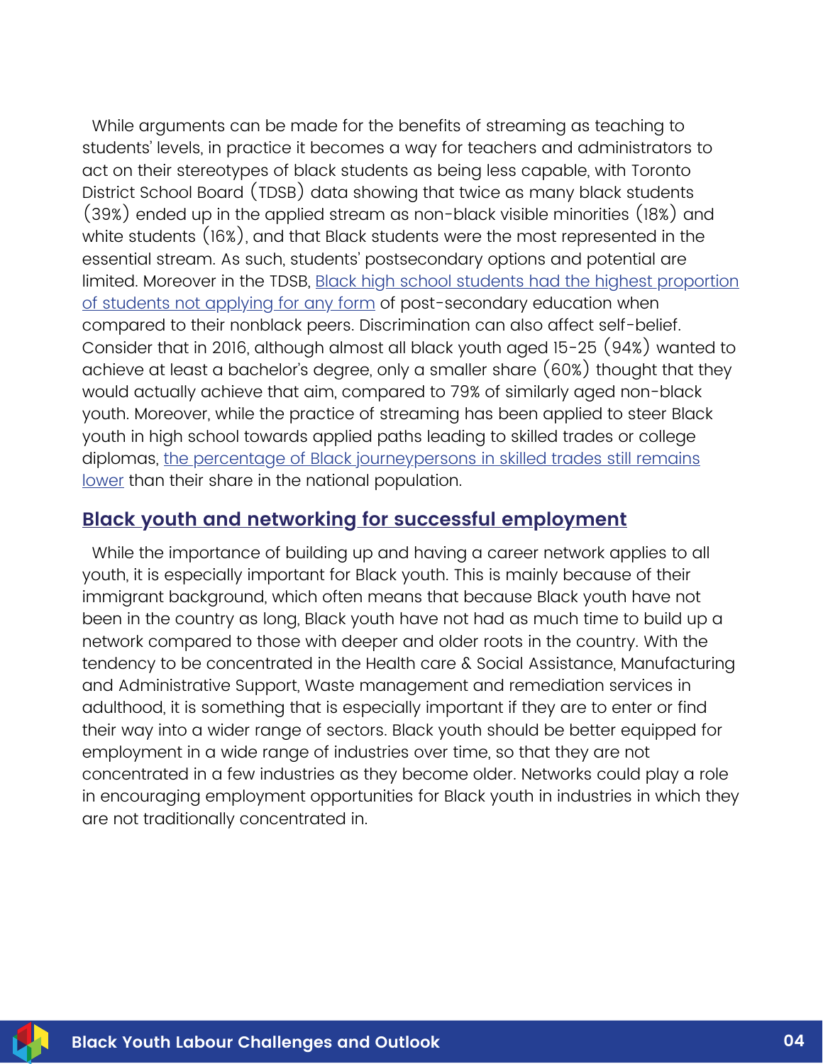While arguments can be made for the benefits of streaming as teaching to students' levels, in practice it becomes a way for teachers and administrators to act on their stereotypes of black students as being less capable, with Toronto District School Board (TDSB) data showing that twice as many black students (39%) ended up in the applied stream as non-black visible minorities (18%) and white students (16%), and that Black students were the most represented in the essential stream. As such, students' postsecondary options and potential are limited. Moreover in the TDSB, Black high school students had the highest proportion of students not applying for any form of post-secondary education when compared to their nonblack peers. Discrimination can also affect self-belief. Consider that in 2016, although almost all black youth aged 15-25 (94%) wanted to achieve at least a bachelor's degree, only a smaller share (60%) thought that they would actually achieve that aim, compared to 79% of similarly aged non-black youth. Moreover, while the practice of streaming has been applied to steer Black youth in high school towards applied paths leading to skilled trades or college diplomas, the percentage of Black journeypersons in skilled trades still remains lower than their share in the national population.

## Black youth and networking for successful employment

While the importance of building up and having a career network applies to all youth, it is especially important for Black youth. This is mainly because of their immigrant background, which often means that because Black youth have not been in the country as long, Black youth have not had as much time to build up a network compared to those with deeper and older roots in the country. With the tendency to be concentrated in the Health care & Social Assistance, Manufacturing and Administrative Support, Waste management and remediation services in adulthood, it is something that is especially important if they are to enter or find their way into a wider range of sectors. Black youth should be better equipped for employment in a wide range of industries over time, so that they are not concentrated in a few industries as they become older. Networks could play a role in encouraging employment opportunities for Black youth in industries in which they are not traditionally concentrated in.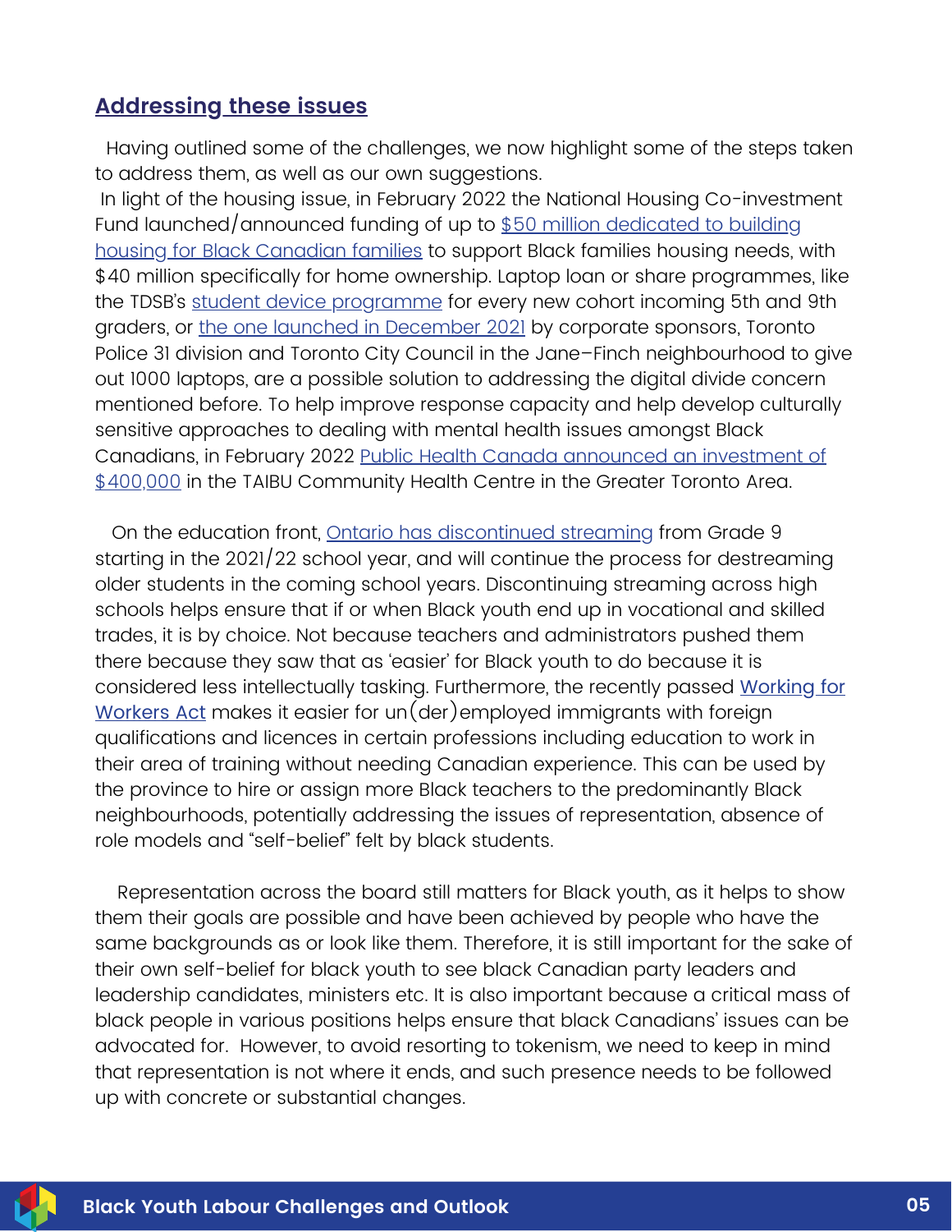## Addressing these issues

Having outlined some of the challenges, we now highlight some of the steps taken to address them, as well as our own suggestions.

In light of the housing issue, in February 2022 the National Housing Co-investment Fund launched/announced funding of up to $50 million dedicated to building housing for Black Canadian families to support Black families housing needs, with $40 million specifically for home ownership. Laptop loan or share programmes, like the TDSB's student device programme for every new cohort incoming 5th and 9th graders, or the one launched in December 2021 by corporate sponsors, Toronto Police 31 division and Toronto City Council in the Jane–Finch neighbourhood to give out 1000 laptops, are a possible solution to addressing the digital divide concern mentioned before. To help improve response capacity and help develop culturally sensitive approaches to dealing with mental health issues amongst Black Canadians, in February 2022 Public Health Canada announced an investment of $400,000 in the TAIBU Community Health Centre in the Greater Toronto Area.

On the education front, Ontario has discontinued streaming from Grade 9 starting in the 2021/22 school year, and will continue the process for destreaming older students in the coming school years. Discontinuing streaming across high schools helps ensure that if or when Black youth end up in vocational and skilled trades, it is by choice. Not because teachers and administrators pushed them there because they saw that as 'easier' for Black youth to do because it is considered less intellectually tasking. Furthermore, the recently passed Working for Workers Act makes it easier for un(der)employed immigrants with foreign qualifications and licences in certain professions including education to work in their area of training without needing Canadian experience. This can be used by the province to hire or assign more Black teachers to the predominantly Black neighbourhoods, potentially addressing the issues of representation, absence of role models and "self-belief" felt by black students.

Representation across the board still matters for Black youth, as it helps to show them their goals are possible and have been achieved by people who have the same backgrounds as or look like them. Therefore, it is still important for the sake of their own self-belief for black youth to see black Canadian party leaders and leadership candidates, ministers etc. It is also important because a critical mass of black people in various positions helps ensure that black Canadians' issues can be advocated for. However, to avoid resorting to tokenism, we need to keep in mind that representation is not where it ends, and such presence needs to be followed up with concrete or substantial changes.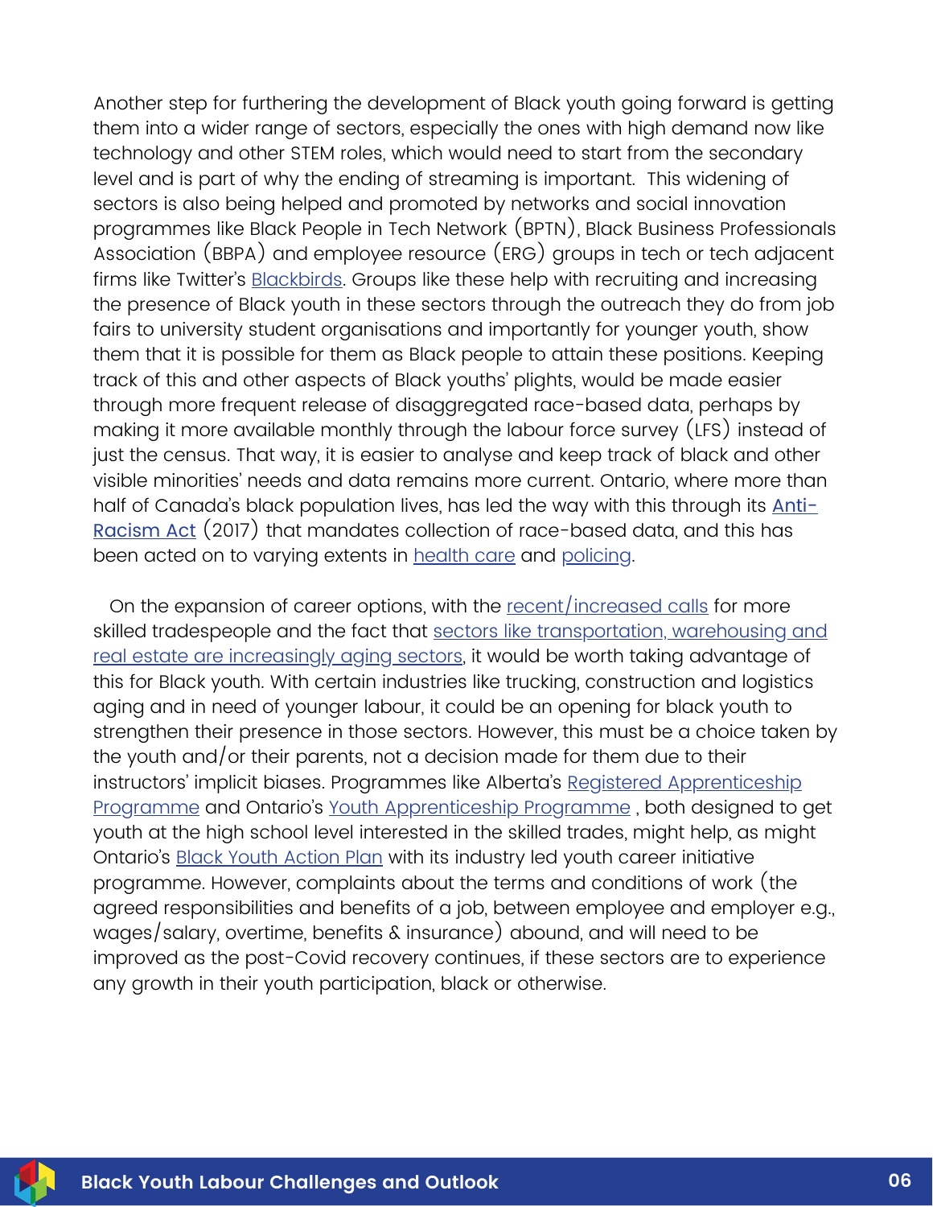Another step for furthering the development of Black youth going forward is getting them into a wider range of sectors, especially the ones with high demand now like technology and other STEM roles, which would need to start from the secondary level and is part of why the ending of streaming is important. This widening of sectors is also being helped and promoted by networks and social innovation programmes like Black People in Tech Network (BPTN), Black Business Professionals Association (BBPA) and employee resource (ERG) groups in tech or tech adjacent firms like Twitter's Blackbirds. Groups like these help with recruiting and increasing the presence of Black youth in these sectors through the outreach they do from job fairs to university student organisations and importantly for younger youth, show them that it is possible for them as Black people to attain these positions. Keeping track of this and other aspects of Black youths' plights, would be made easier through more frequent release of disaggregated race-based data, perhaps by making it more available monthly through the labour force survey (LFS) instead of just the census. That way, it is easier to analyse and keep track of black and other visible minorities' needs and data remains more current. Ontario, where more than half of Canada's black population lives, has led the way with this through its Anti-Racism Act (2017) that mandates collection of race-based data, and this has been acted on to varying extents in health care and policing.

On the expansion of career options, with the recent/increased calls for more skilled tradespeople and the fact that sectors like transportation, warehousing and real estate are increasingly aging sectors, it would be worth taking advantage of this for Black youth. With certain industries like trucking, construction and logistics aging and in need of younger labour, it could be an opening for black youth to strengthen their presence in those sectors. However, this must be a choice taken by the youth and/or their parents, not a decision made for them due to their instructors' implicit biases. Programmes like Alberta's Registered Apprenticeship Programme and Ontario's Youth Apprenticeship Programme , both designed to get youth at the high school level interested in the skilled trades, might help, as might Ontario's Black Youth Action Plan with its industry led youth career initiative programme. However, complaints about the terms and conditions of work (the agreed responsibilities and benefits of a job, between employee and employer e.g., wages/salary, overtime, benefits & insurance) abound, and will need to be improved as the post-Covid recovery continues, if these sectors are to experience any growth in their youth participation, black or otherwise.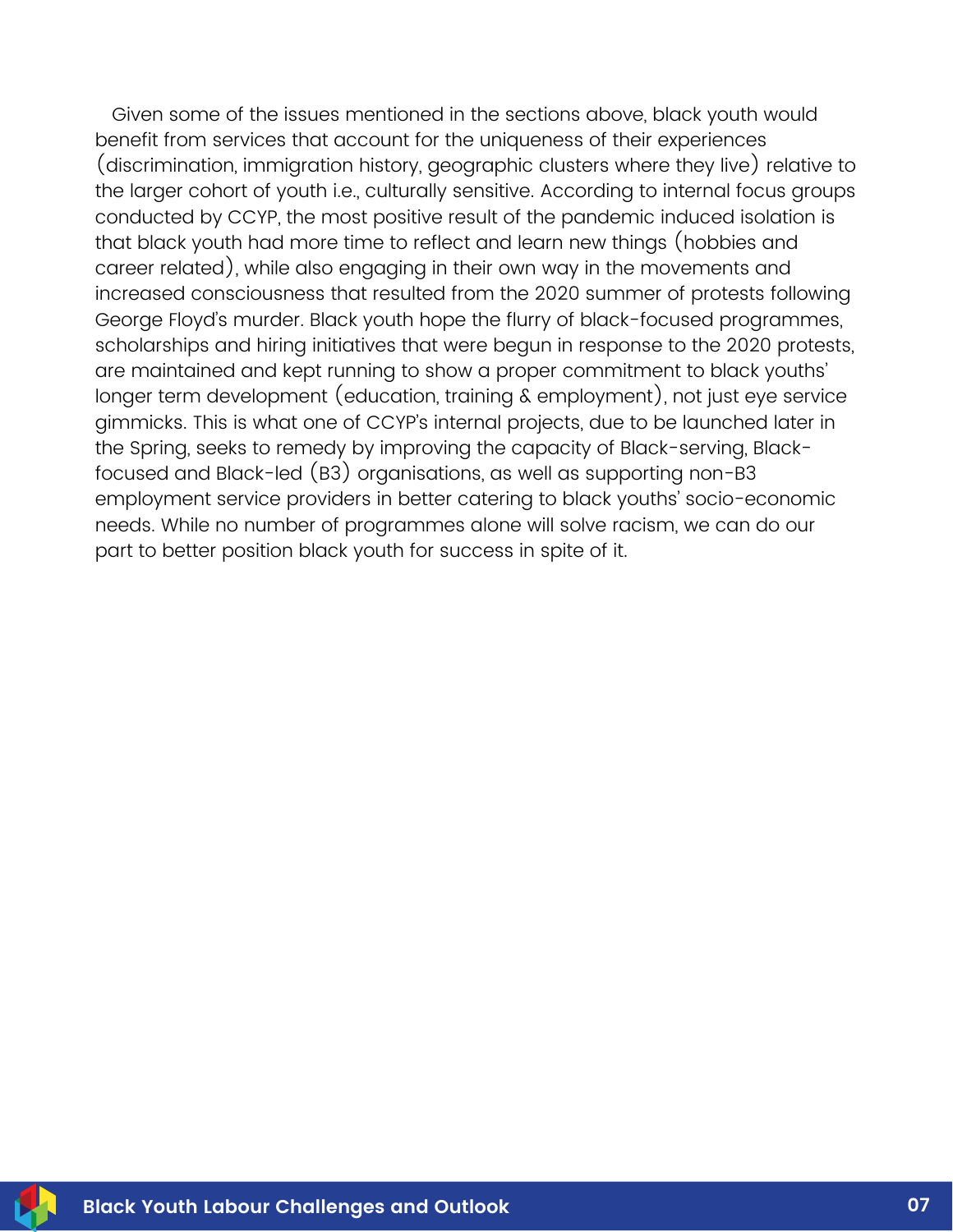Given some of the issues mentioned in the sections above, black youth would benefit from services that account for the uniqueness of their experiences (discrimination, immigration history, geographic clusters where they live) relative to the larger cohort of youth i.e., culturally sensitive. According to internal focus groups conducted by CCYP, the most positive result of the pandemic induced isolation is that black youth had more time to reflect and learn new things (hobbies and career related), while also engaging in their own way in the movements and increased consciousness that resulted from the 2020 summer of protests following George Floyd's murder. Black youth hope the flurry of black-focused programmes, scholarships and hiring initiatives that were begun in response to the 2020 protests, are maintained and kept running to show a proper commitment to black youths' longer term development (education, training & employment), not just eye service gimmicks. This is what one of CCYP's internal projects, due to be launched later in the Spring, seeks to remedy by improving the capacity of Black-serving, Black-focused and Black-led (B3) organisations, as well as supporting non-B3 employment service providers in better catering to black youths' socio-economic needs. While no number of programmes alone will solve racism, we can do our part to better position black youth for success in spite of it.